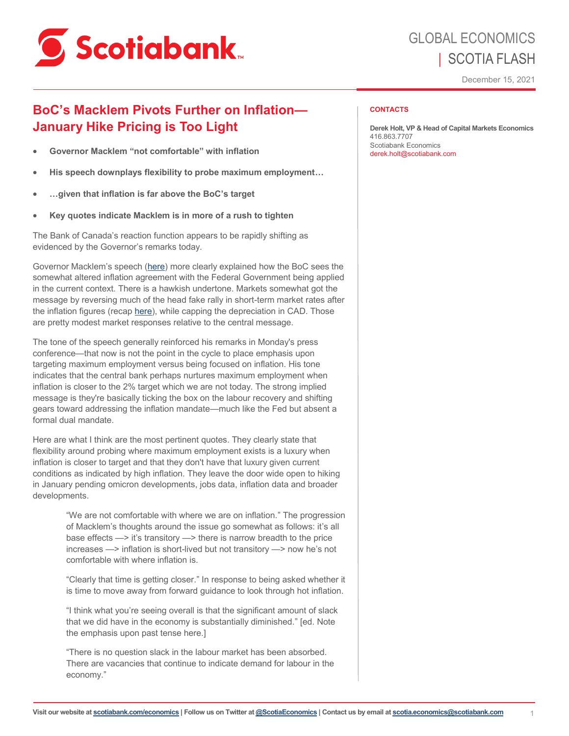GLOBAL ECONOMICS | SCOTIA FLASH

December 15, 2021

# BoC's Macklem Pivots Further on Inflation—January Hike Pricing is Too Light

- **Governor Macklem "not comfortable" with inflation**
- **His speech downplays flexibility to probe maximum employment…**
- **…given that inflation is far above the BoC's target**
- **Key quotes indicate Macklem is in more of a rush to tighten**

The Bank of Canada's reaction function appears to be rapidly shifting as evidenced by the Governor's remarks today.

Governor Macklem's speech (here) more clearly explained how the BoC sees the somewhat altered inflation agreement with the Federal Government being applied in the current context. There is a hawkish undertone. Markets somewhat got the message by reversing much of the head fake rally in short-term market rates after the inflation figures (recap here), while capping the depreciation in CAD. Those are pretty modest market responses relative to the central message.

The tone of the speech generally reinforced his remarks in Monday's press conference—that now is not the point in the cycle to place emphasis upon targeting maximum employment versus being focused on inflation. His tone indicates that the central bank perhaps nurtures maximum employment when inflation is closer to the 2% target which we are not today. The strong implied message is they're basically ticking the box on the labour recovery and shifting gears toward addressing the inflation mandate—much like the Fed but absent a formal dual mandate.

Here are what I think are the most pertinent quotes. They clearly state that flexibility around probing where maximum employment exists is a luxury when inflation is closer to target and that they don't have that luxury given current conditions as indicated by high inflation. They leave the door wide open to hiking in January pending omicron developments, jobs data, inflation data and broader developments.

> "We are not comfortable with where we are on inflation." The progression of Macklem's thoughts around the issue go somewhat as follows: it's all base effects —> it's transitory —> there is narrow breadth to the price increases —> inflation is short-lived but not transitory —> now he's not comfortable with where inflation is.
>
> "Clearly that time is getting closer." In response to being asked whether it is time to move away from forward guidance to look through hot inflation.
>
> "I think what you're seeing overall is that the significant amount of slack that we did have in the economy is substantially diminished." [ed. Note the emphasis upon past tense here.]
>
> "There is no question slack in the labour market has been absorbed. There are vacancies that continue to indicate demand for labour in the economy."

**CONTACTS**

**Derek Holt, VP & Head of Capital Markets Economics**
416.863.7707
Scotiabank Economics
derek.holt@scotiabank.com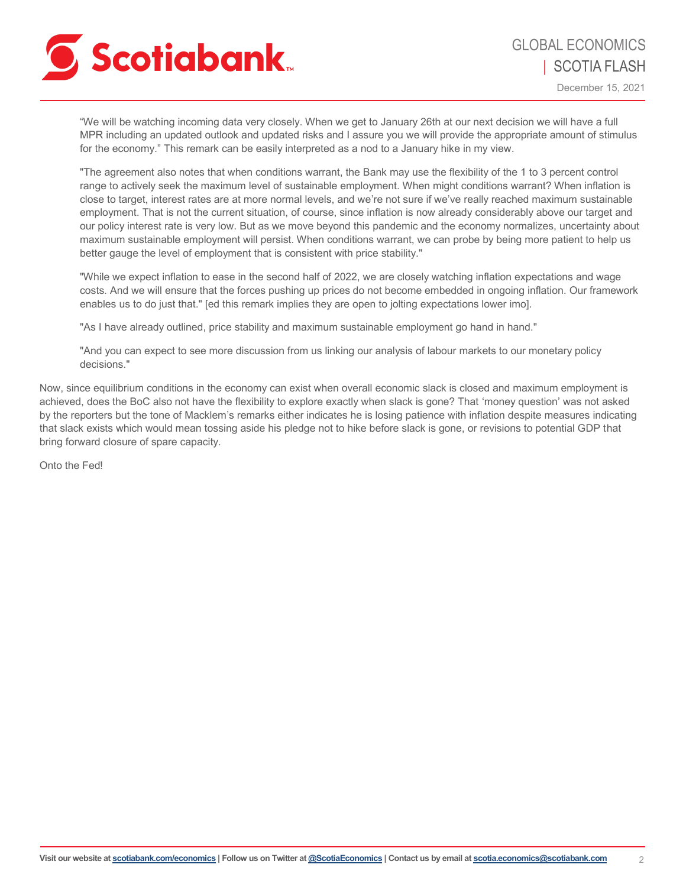> "We will be watching incoming data very closely. When we get to January 26th at our next decision we will have a full MPR including an updated outlook and updated risks and I assure you we will provide the appropriate amount of stimulus for the economy." This remark can be easily interpreted as a nod to a January hike in my view.
>
> "The agreement also notes that when conditions warrant, the Bank may use the flexibility of the 1 to 3 percent control range to actively seek the maximum level of sustainable employment. When might conditions warrant? When inflation is close to target, interest rates are at more normal levels, and we're not sure if we've really reached maximum sustainable employment. That is not the current situation, of course, since inflation is now already considerably above our target and our policy interest rate is very low. But as we move beyond this pandemic and the economy normalizes, uncertainty about maximum sustainable employment will persist. When conditions warrant, we can probe by being more patient to help us better gauge the level of employment that is consistent with price stability."
>
> "While we expect inflation to ease in the second half of 2022, we are closely watching inflation expectations and wage costs. And we will ensure that the forces pushing up prices do not become embedded in ongoing inflation. Our framework enables us to do just that." [ed this remark implies they are open to jolting expectations lower imo].
>
> "As I have already outlined, price stability and maximum sustainable employment go hand in hand."
>
> "And you can expect to see more discussion from us linking our analysis of labour markets to our monetary policy decisions."

Now, since equilibrium conditions in the economy can exist when overall economic slack is closed and maximum employment is achieved, does the BoC also not have the flexibility to explore exactly when slack is gone? That 'money question' was not asked by the reporters but the tone of Macklem's remarks either indicates he is losing patience with inflation despite measures indicating that slack exists which would mean tossing aside his pledge not to hike before slack is gone, or revisions to potential GDP that bring forward closure of spare capacity.

Onto the Fed!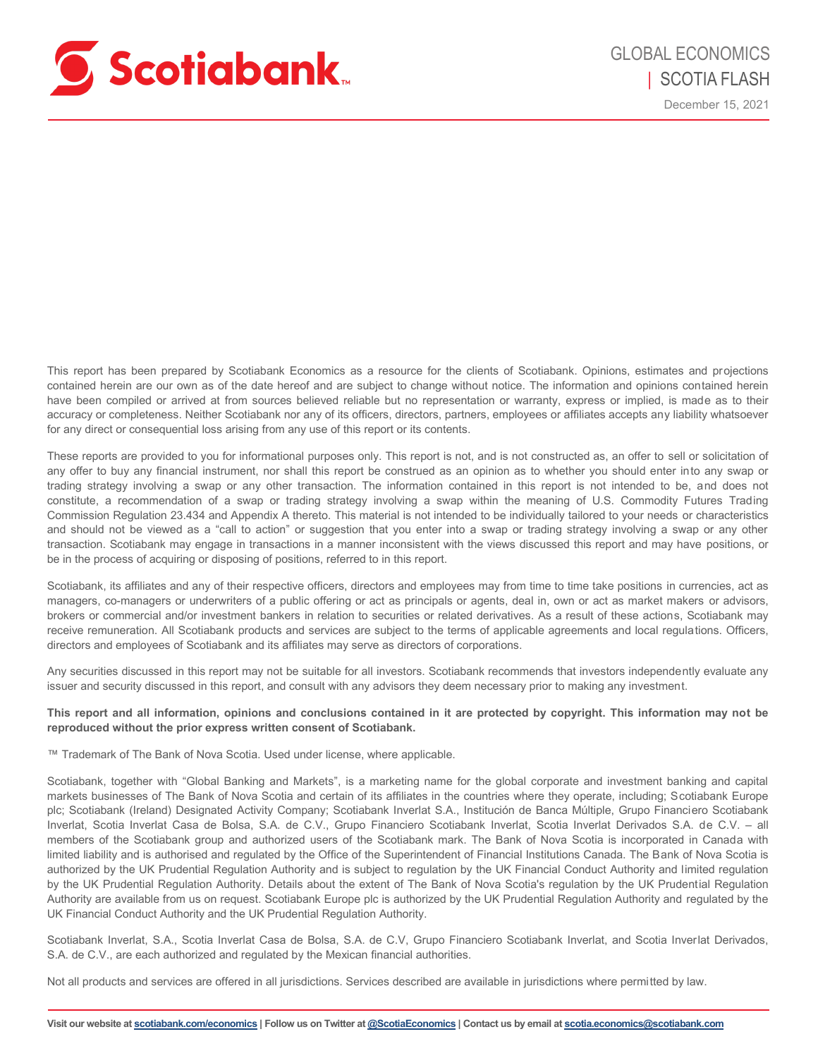This report has been prepared by Scotiabank Economics as a resource for the clients of Scotiabank. Opinions, estimates and projections contained herein are our own as of the date hereof and are subject to change without notice. The information and opinions contained herein have been compiled or arrived at from sources believed reliable but no representation or warranty, express or implied, is made as to their accuracy or completeness. Neither Scotiabank nor any of its officers, directors, partners, employees or affiliates accepts any liability whatsoever for any direct or consequential loss arising from any use of this report or its contents.

These reports are provided to you for informational purposes only. This report is not, and is not constructed as, an offer to sell or solicitation of any offer to buy any financial instrument, nor shall this report be construed as an opinion as to whether you should enter into any swap or trading strategy involving a swap or any other transaction. The information contained in this report is not intended to be, and does not constitute, a recommendation of a swap or trading strategy involving a swap within the meaning of U.S. Commodity Futures Trading Commission Regulation 23.434 and Appendix A thereto. This material is not intended to be individually tailored to your needs or characteristics and should not be viewed as a "call to action" or suggestion that you enter into a swap or trading strategy involving a swap or any other transaction. Scotiabank may engage in transactions in a manner inconsistent with the views discussed this report and may have positions, or be in the process of acquiring or disposing of positions, referred to in this report.

Scotiabank, its affiliates and any of their respective officers, directors and employees may from time to time take positions in currencies, act as managers, co-managers or underwriters of a public offering or act as principals or agents, deal in, own or act as market makers or advisors, brokers or commercial and/or investment bankers in relation to securities or related derivatives. As a result of these actions, Scotiabank may receive remuneration. All Scotiabank products and services are subject to the terms of applicable agreements and local regulations. Officers, directors and employees of Scotiabank and its affiliates may serve as directors of corporations.

Any securities discussed in this report may not be suitable for all investors. Scotiabank recommends that investors independently evaluate any issuer and security discussed in this report, and consult with any advisors they deem necessary prior to making any investment.

**This report and all information, opinions and conclusions contained in it are protected by copyright. This information may not be reproduced without the prior express written consent of Scotiabank.**

™ Trademark of The Bank of Nova Scotia. Used under license, where applicable.

Scotiabank, together with "Global Banking and Markets", is a marketing name for the global corporate and investment banking and capital markets businesses of The Bank of Nova Scotia and certain of its affiliates in the countries where they operate, including; Scotiabank Europe plc; Scotiabank (Ireland) Designated Activity Company; Scotiabank Inverlat S.A., Institución de Banca Múltiple, Grupo Financiero Scotiabank Inverlat, Scotia Inverlat Casa de Bolsa, S.A. de C.V., Grupo Financiero Scotiabank Inverlat, Scotia Inverlat Derivados S.A. de C.V. – all members of the Scotiabank group and authorized users of the Scotiabank mark. The Bank of Nova Scotia is incorporated in Canada with limited liability and is authorised and regulated by the Office of the Superintendent of Financial Institutions Canada. The Bank of Nova Scotia is authorized by the UK Prudential Regulation Authority and is subject to regulation by the UK Financial Conduct Authority and limited regulation by the UK Prudential Regulation Authority. Details about the extent of The Bank of Nova Scotia's regulation by the UK Prudential Regulation Authority are available from us on request. Scotiabank Europe plc is authorized by the UK Prudential Regulation Authority and regulated by the UK Financial Conduct Authority and the UK Prudential Regulation Authority.

Scotiabank Inverlat, S.A., Scotia Inverlat Casa de Bolsa, S.A. de C.V, Grupo Financiero Scotiabank Inverlat, and Scotia Inverlat Derivados, S.A. de C.V., are each authorized and regulated by the Mexican financial authorities.

Not all products and services are offered in all jurisdictions. Services described are available in jurisdictions where permitted by law.